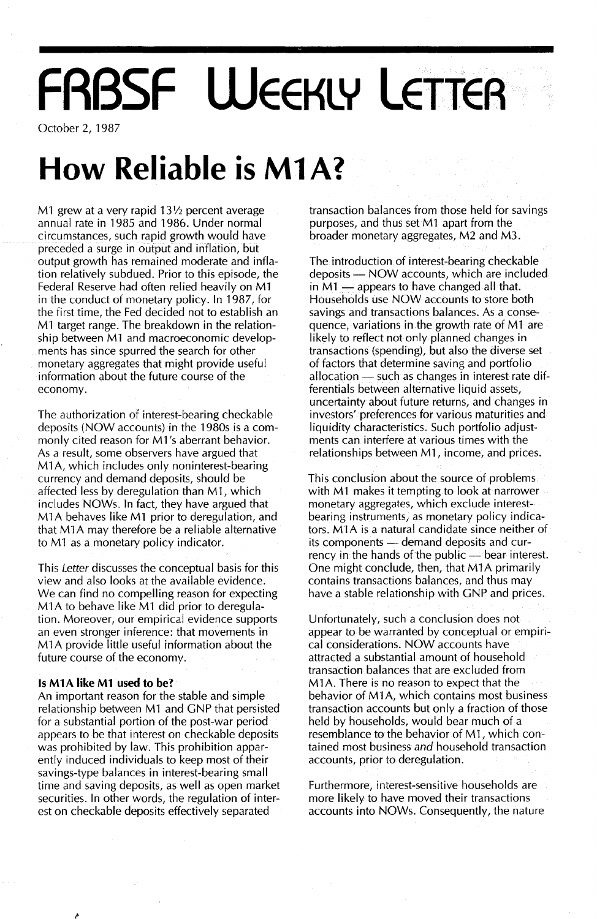# FRBSF Weekly Letter

October 2, 1987

# How Reliable is M1A?

M1 grew at a very rapid 13½ percent average annual rate in 1985 and 1986. Under normal circumstances, such rapid growth would have preceded a surge in output and inflation, but output growth has remained moderate and inflation relatively subdued. Prior to this episode, the Federal Reserve had often relied heavily on M1 in the conduct of monetary policy. In 1987, for the first time, the Fed decided not to establish an M1 target range. The breakdown in the relationship between M1 and macroeconomic developments has since spurred the search for other monetary aggregates that might provide useful information about the future course of the economy.

The authorization of interest-bearing checkable deposits (NOW accounts) in the 1980s is a commonly cited reason for M1's aberrant behavior. As a result, some observers have argued that M1A, which includes only noninterest-bearing currency and demand deposits, should be affected less by deregulation than M1, which includes NOWs. In fact, they have argued that M1A behaves like M1 prior to deregulation, and that M1A may therefore be a reliable alternative to M1 as a monetary policy indicator.

This *Letter* discusses the conceptual basis for this view and also looks at the available evidence. We can find no compelling reason for expecting M1A to behave like M1 did prior to deregulation. Moreover, our empirical evidence supports an even stronger inference: that movements in M1A provide little useful information about the future course of the economy.

**Is M1A like M1 used to be?**

An important reason for the stable and simple relationship between M1 and GNP that persisted for a substantial portion of the post-war period appears to be that interest on checkable deposits was prohibited by law. This prohibition apparently induced individuals to keep most of their savings-type balances in interest-bearing small time and saving deposits, as well as open market securities. In other words, the regulation of interest on checkable deposits effectively separated transaction balances from those held for savings purposes, and thus set M1 apart from the broader monetary aggregates, M2 and M3.

The introduction of interest-bearing checkable deposits — NOW accounts, which are included in M1 — appears to have changed all that. Households use NOW accounts to store both savings and transactions balances. As a consequence, variations in the growth rate of M1 are likely to reflect not only planned changes in transactions (spending), but also the diverse set of factors that determine saving and portfolio allocation — such as changes in interest rate differentials between alternative liquid assets, uncertainty about future returns, and changes in investors' preferences for various maturities and liquidity characteristics. Such portfolio adjustments can interfere at various times with the relationships between M1, income, and prices.

This conclusion about the source of problems with M1 makes it tempting to look at narrower monetary aggregates, which exclude interest-bearing instruments, as monetary policy indicators. M1A is a natural candidate since neither of its components — demand deposits and currency in the hands of the public — bear interest. One might conclude, then, that M1A primarily contains transactions balances, and thus may have a stable relationship with GNP and prices.

Unfortunately, such a conclusion does not appear to be warranted by conceptual or empirical considerations. NOW accounts have attracted a substantial amount of household transaction balances that are excluded from M1A. There is no reason to expect that the behavior of M1A, which contains most business transaction accounts but only a fraction of those held by households, would bear much of a resemblance to the behavior of M1, which contained most business *and* household transaction accounts, prior to deregulation.

Furthermore, interest-sensitive households are more likely to have moved their transactions accounts into NOWs. Consequently, the nature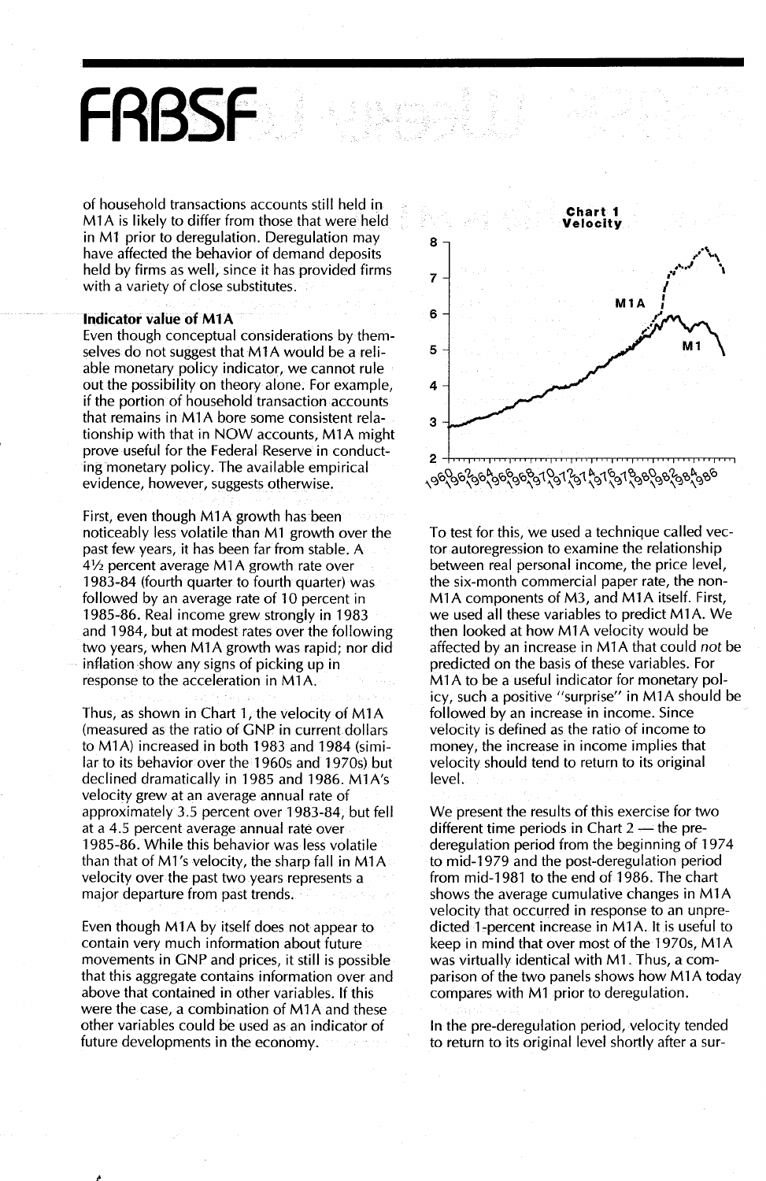of household transactions accounts still held in M1A is likely to differ from those that were held in M1 prior to deregulation. Deregulation may have affected the behavior of demand deposits held by firms as well, since it has provided firms with a variety of close substitutes.

**Indicator value of M1A**

Even though conceptual considerations by themselves do not suggest that M1A would be a reliable monetary policy indicator, we cannot rule out the possibility on theory alone. For example, if the portion of household transaction accounts that remains in M1A bore some consistent relationship with that in NOW accounts, M1A might prove useful for the Federal Reserve in conducting monetary policy. The available empirical evidence, however, suggests otherwise.

First, even though M1A growth has been noticeably less volatile than M1 growth over the past few years, it has been far from stable. A 4½ percent average M1A growth rate over 1983-84 (fourth quarter to fourth quarter) was followed by an average rate of 10 percent in 1985-86. Real income grew strongly in 1983 and 1984, but at modest rates over the following two years, when M1A growth was rapid; nor did inflation show any signs of picking up in response to the acceleration in M1A.

Thus, as shown in Chart 1, the velocity of M1A (measured as the ratio of GNP in current dollars to M1A) increased in both 1983 and 1984 (similar to its behavior over the 1960s and 1970s) but declined dramatically in 1985 and 1986. M1A's velocity grew at an average annual rate of approximately 3.5 percent over 1983-84, but fell at a 4.5 percent average annual rate over 1985-86. While this behavior was less volatile than that of M1's velocity, the sharp fall in M1A velocity over the past two years represents a major departure from past trends.

Even though M1A by itself does not appear to contain very much information about future movements in GNP and prices, it still is possible that this aggregate contains information over and above that contained in other variables. If this were the case, a combination of M1A and these other variables could be used as an indicator of future developments in the economy.

**Chart 1**
**Velocity**

To test for this, we used a technique called vector autoregression to examine the relationship between real personal income, the price level, the six-month commercial paper rate, the non-M1A components of M3, and M1A itself. First, we used all these variables to predict M1A. We then looked at how M1A velocity would be affected by an increase in M1A that could *not* be predicted on the basis of these variables. For M1A to be a useful indicator for monetary policy, such a positive "surprise" in M1A should be followed by an increase in income. Since velocity is defined as the ratio of income to money, the increase in income implies that velocity should tend to return to its original level.

We present the results of this exercise for two different time periods in Chart 2 — the pre-deregulation period from the beginning of 1974 to mid-1979 and the post-deregulation period from mid-1981 to the end of 1986. The chart shows the average cumulative changes in M1A velocity that occurred in response to an unpredicted 1-percent increase in M1A. It is useful to keep in mind that over most of the 1970s, M1A was virtually identical with M1. Thus, a comparison of the two panels shows how M1A today compares with M1 prior to deregulation.

In the pre-deregulation period, velocity tended to return to its original level shortly after a sur-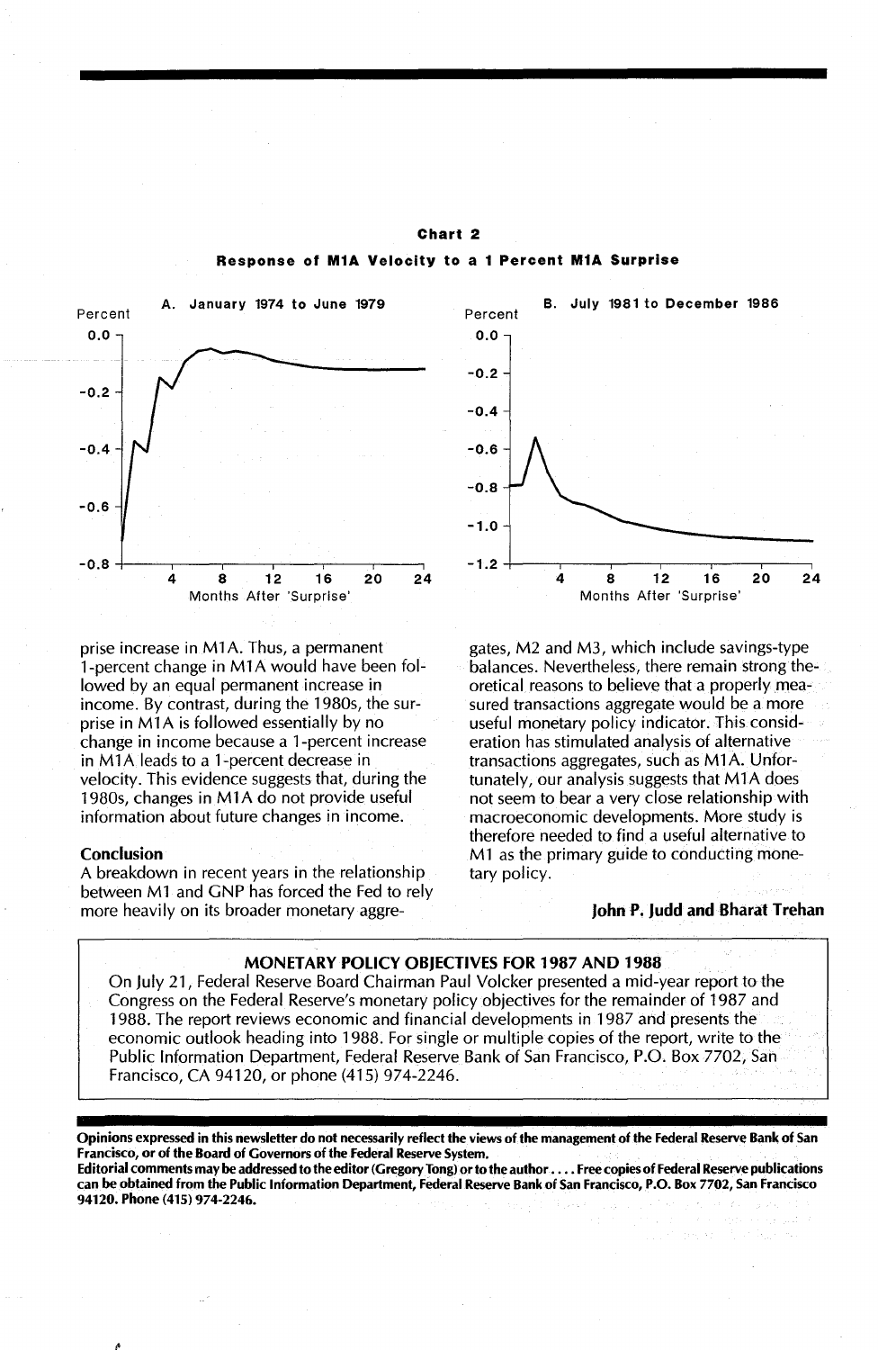**Chart 2**

**Response of M1A Velocity to a 1 Percent M1A Surprise**

A. January 1974 to June 1979

B. July 1981 to December 1986

prise increase in M1A. Thus, a permanent 1-percent change in M1A would have been followed by an equal permanent increase in income. By contrast, during the 1980s, the surprise in M1A is followed essentially by no change in income because a 1-percent increase in M1A leads to a 1-percent decrease in velocity. This evidence suggests that, during the 1980s, changes in M1A do not provide useful information about future changes in income.

## Conclusion

A breakdown in recent years in the relationship between M1 and GNP has forced the Fed to rely more heavily on its broader monetary aggregates, M2 and M3, which include savings-type balances. Nevertheless, there remain strong theoretical reasons to believe that a properly measured transactions aggregate would be a more useful monetary policy indicator. This consideration has stimulated analysis of alternative transactions aggregates, such as M1A. Unfortunately, our analysis suggests that M1A does not seem to bear a very close relationship with macroeconomic developments. More study is therefore needed to find a useful alternative to M1 as the primary guide to conducting monetary policy.

**John P. Judd and Bharat Trehan**

---

**MONETARY POLICY OBJECTIVES FOR 1987 AND 1988**

On July 21, Federal Reserve Board Chairman Paul Volcker presented a mid-year report to the Congress on the Federal Reserve's monetary policy objectives for the remainder of 1987 and 1988. The report reviews economic and financial developments in 1987 and presents the economic outlook heading into 1988. For single or multiple copies of the report, write to the Public Information Department, Federal Reserve Bank of San Francisco, P.O. Box 7702, San Francisco, CA 94120, or phone (415) 974-2246.

---

**Opinions expressed in this newsletter do not necessarily reflect the views of the management of the Federal Reserve Bank of San Francisco, or of the Board of Governors of the Federal Reserve System.**

**Editorial comments may be addressed to the editor (Gregory Tong) or to the author .... Free copies of Federal Reserve publications can be obtained from the Public Information Department, Federal Reserve Bank of San Francisco, P.O. Box 7702, San Francisco 94120. Phone (415) 974-2246.**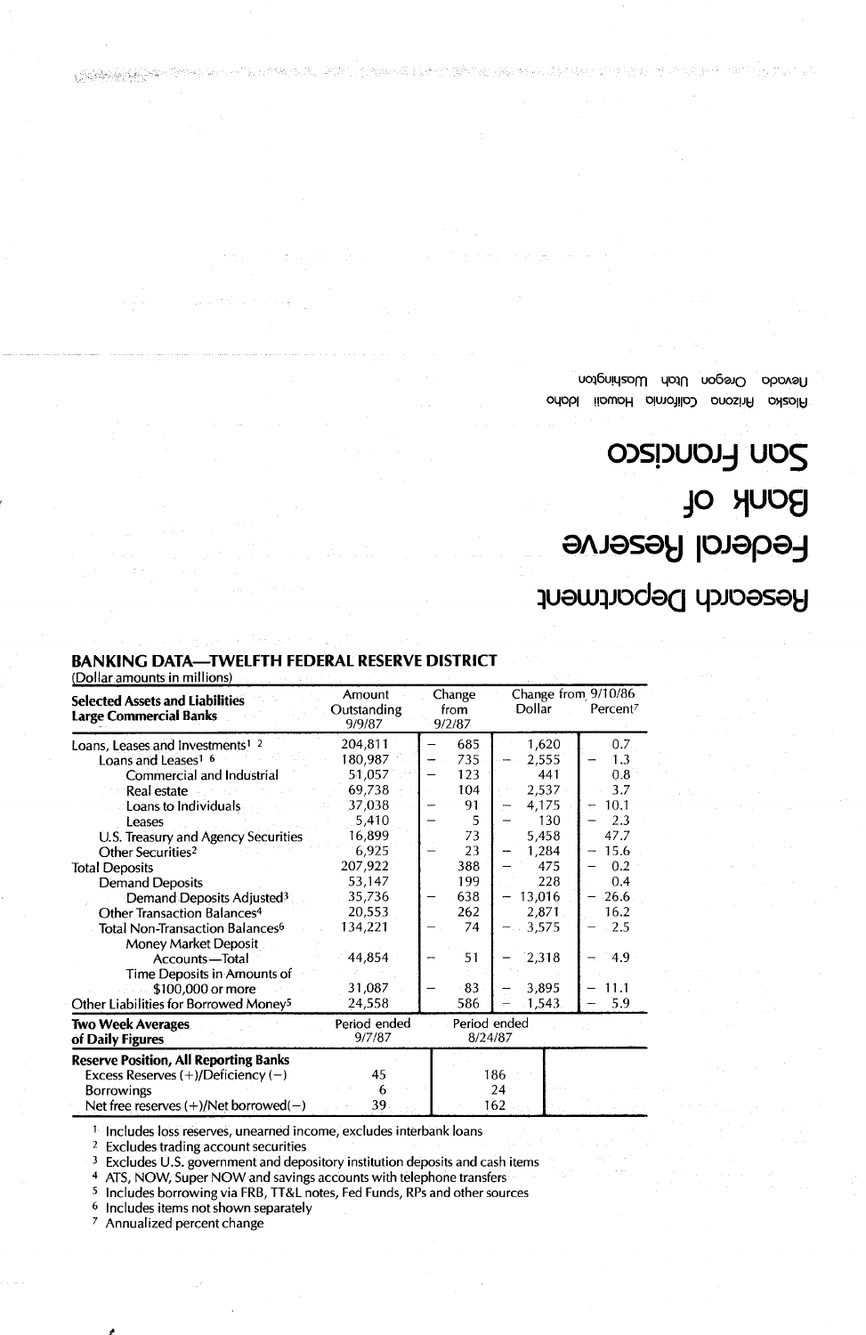Research Department

Federal Reserve

Bank of

San Francisco

Alaska Arizona California Hawaii Idaho

Nevada Oregon Utah Washington

## BANKING DATA—TWELFTH FEDERAL RESERVE DISTRICT

(Dollar amounts in millions)

| Selected Assets and Liabilities Large Commercial Banks | Amount Outstanding 9/9/87 | Change from 9/2/87 | Change from 9/10/86 Dollar | Change from 9/10/86 Percent[7] |
|---|---|---|---|---|
| Loans, Leases and Investments[1 2] | 204,811 | – 685 | 1,620 | 0.7 |
| Loans and Leases[1 6] | 180,987 | – 735 | – 2,555 | – 1.3 |
| Commercial and Industrial | 51,057 | – 123 | 441 | 0.8 |
| Real estate | 69,738 | 104 | 2,537 | 3.7 |
| Loans to Individuals | 37,038 | – 91 | – 4,175 | – 10.1 |
| Leases | 5,410 | – 5 | – 130 | – 2.3 |
| U.S. Treasury and Agency Securities | 16,899 | 73 | 5,458 | 47.7 |
| Other Securities[2] | 6,925 | – 23 | – 1,284 | – 15.6 |
| Total Deposits | 207,922 | 388 | – 475 | – 0.2 |
| Demand Deposits | 53,147 | 199 | 228 | 0.4 |
| Demand Deposits Adjusted[3] | 35,736 | – 638 | – 13,016 | – 26.6 |
| Other Transaction Balances[4] | 20,553 | 262 | 2,871 | 16.2 |
| Total Non-Transaction Balances[6] | 134,221 | – 74 | – 3,575 | – 2.5 |
| Money Market Deposit Accounts—Total | 44,854 | – 51 | – 2,318 | – 4.9 |
| Time Deposits in Amounts of $100,000 or more | 31,087 | – 83 | – 3,895 | – 11.1 |
| Other Liabilities for Borrowed Money[5] | 24,558 | 586 | – 1,543 | – 5.9 |

| Two Week Averages of Daily Figures | Period ended 9/7/87 | Period ended 8/24/87 |
|---|---|---|
| **Reserve Position, All Reporting Banks** | | |
| Excess Reserves (+)/Deficiency (–) | 45 | 186 |
| Borrowings | 6 | 24 |
| Net free reserves (+)/Net borrowed(–) | 39 | 162 |

[1] Includes loss reserves, unearned income, excludes interbank loans
[2] Excludes trading account securities
[3] Excludes U.S. government and depository institution deposits and cash items
[4] ATS, NOW, Super NOW and savings accounts with telephone transfers
[5] Includes borrowing via FRB, TT&L notes, Fed Funds, RPs and other sources
[6] Includes items not shown separately
[7] Annualized percent change